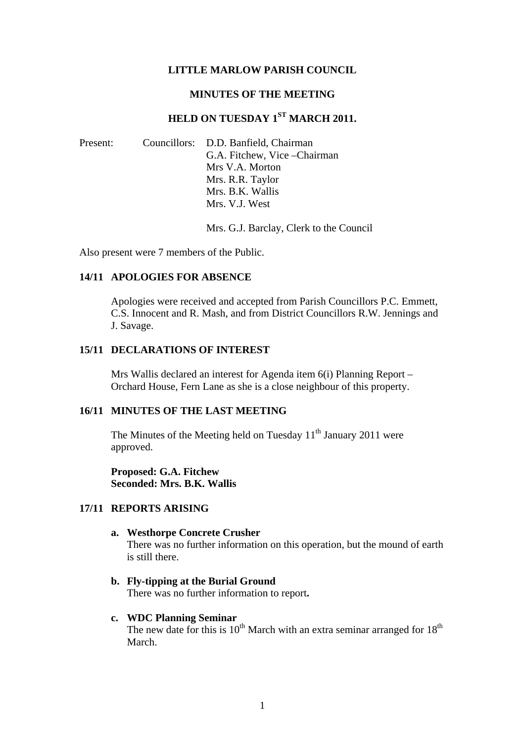# LITTLE MARLOW PARISH COUNCIL

## MINUTES OF THE MEETING

## HELD ON TUESDAY 1ST MARCH 2011.

Present: Councillors: D.D. Banfield, Chairman
G.A. Fitchew, Vice –Chairman
Mrs V.A. Morton
Mrs. R.R. Taylor
Mrs. B.K. Wallis
Mrs. V.J. West

Mrs. G.J. Barclay, Clerk to the Council

Also present were 7 members of the Public.

### 14/11 APOLOGIES FOR ABSENCE

Apologies were received and accepted from Parish Councillors P.C. Emmett, C.S. Innocent and R. Mash, and from District Councillors R.W. Jennings and J. Savage.

### 15/11 DECLARATIONS OF INTEREST

Mrs Wallis declared an interest for Agenda item 6(i) Planning Report – Orchard House, Fern Lane as she is a close neighbour of this property.

### 16/11 MINUTES OF THE LAST MEETING

The Minutes of the Meeting held on Tuesday 11th January 2011 were approved.

**Proposed: G.A. Fitchew**
**Seconded: Mrs. B.K. Wallis**

### 17/11 REPORTS ARISING

**a. Westhorpe Concrete Crusher**
There was no further information on this operation, but the mound of earth is still there.

**b. Fly-tipping at the Burial Ground**
There was no further information to report**.**

**c. WDC Planning Seminar**
The new date for this is 10th March with an extra seminar arranged for 18th March.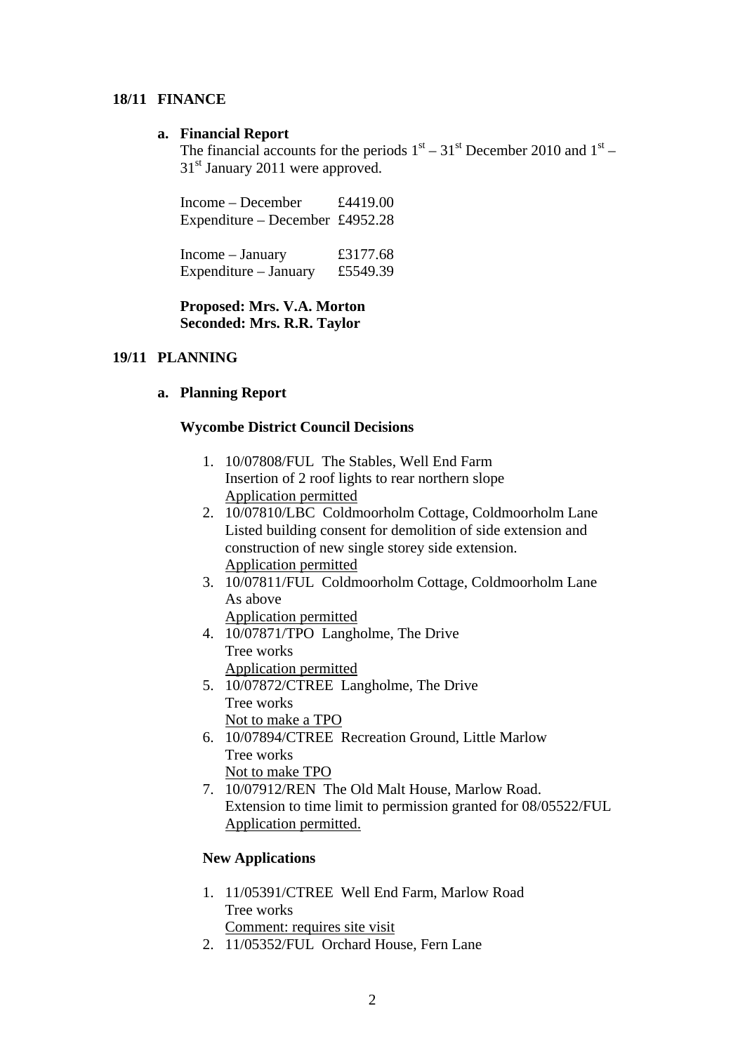## 18/11 FINANCE

### a. Financial Report

The financial accounts for the periods 1st – 31st December 2010 and 1st – 31st January 2011 were approved.

| | |
|---|---|
| Income – December | £4419.00 |
| Expenditure – December | £4952.28 |
| Income – January | £3177.68 |
| Expenditure – January | £5549.39 |

**Proposed: Mrs. V.A. Morton**
**Seconded: Mrs. R.R. Taylor**

## 19/11 PLANNING

### a. Planning Report

**Wycombe District Council Decisions**

1. 10/07808/FUL The Stables, Well End Farm
   Insertion of 2 roof lights to rear northern slope
   Application permitted
2. 10/07810/LBC Coldmoorholm Cottage, Coldmoorholm Lane
   Listed building consent for demolition of side extension and construction of new single storey side extension.
   Application permitted
3. 10/07811/FUL Coldmoorholm Cottage, Coldmoorholm Lane
   As above
   Application permitted
4. 10/07871/TPO Langholme, The Drive
   Tree works
   Application permitted
5. 10/07872/CTREE Langholme, The Drive
   Tree works
   Not to make a TPO
6. 10/07894/CTREE Recreation Ground, Little Marlow
   Tree works
   Not to make TPO
7. 10/07912/REN The Old Malt House, Marlow Road.
   Extension to time limit to permission granted for 08/05522/FUL
   Application permitted.

**New Applications**

1. 11/05391/CTREE Well End Farm, Marlow Road
   Tree works
   Comment: requires site visit
2. 11/05352/FUL Orchard House, Fern Lane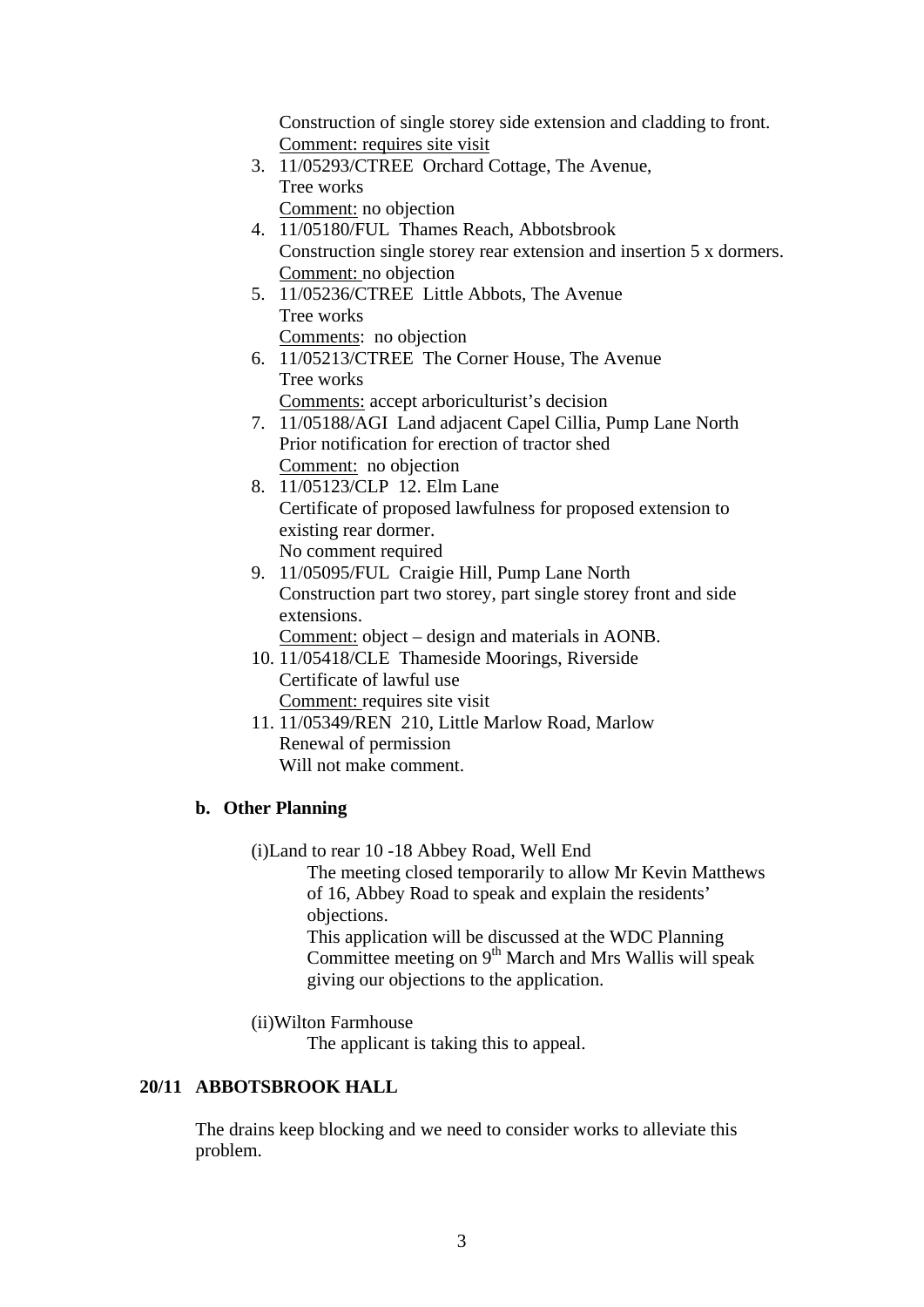Construction of single storey side extension and cladding to front.
Comment: requires site visit

3. 11/05293/CTREE Orchard Cottage, The Avenue,
   Tree works
   Comment: no objection
4. 11/05180/FUL Thames Reach, Abbotsbrook
   Construction single storey rear extension and insertion 5 x dormers.
   Comment: no objection
5. 11/05236/CTREE Little Abbots, The Avenue
   Tree works
   Comments: no objection
6. 11/05213/CTREE The Corner House, The Avenue
   Tree works
   Comments: accept arboriculturist's decision
7. 11/05188/AGI Land adjacent Capel Cillia, Pump Lane North
   Prior notification for erection of tractor shed
   Comment: no objection
8. 11/05123/CLP 12. Elm Lane
   Certificate of proposed lawfulness for proposed extension to existing rear dormer.
   No comment required
9. 11/05095/FUL Craigie Hill, Pump Lane North
   Construction part two storey, part single storey front and side extensions.
   Comment: object – design and materials in AONB.
10. 11/05418/CLE Thameside Moorings, Riverside
    Certificate of lawful use
    Comment: requires site visit
11. 11/05349/REN 210, Little Marlow Road, Marlow
    Renewal of permission
    Will not make comment.

**b. Other Planning**

(i)Land to rear 10 -18 Abbey Road, Well End

The meeting closed temporarily to allow Mr Kevin Matthews of 16, Abbey Road to speak and explain the residents' objections.
This application will be discussed at the WDC Planning Committee meeting on 9th March and Mrs Wallis will speak giving our objections to the application.

(ii)Wilton Farmhouse

The applicant is taking this to appeal.

## 20/11 ABBOTSBROOK HALL

The drains keep blocking and we need to consider works to alleviate this problem.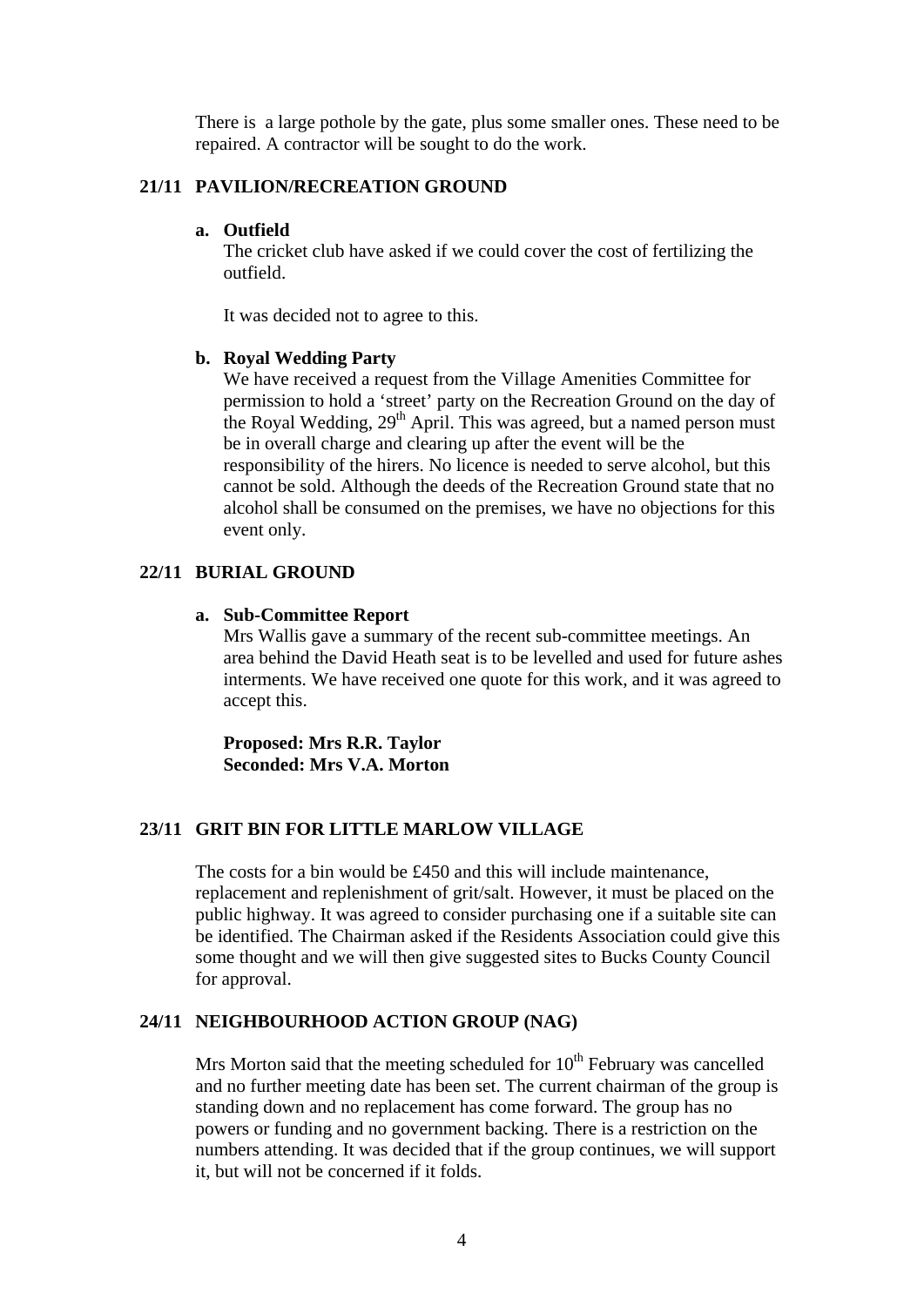There is  a large pothole by the gate, plus some smaller ones. These need to be repaired. A contractor will be sought to do the work.

## 21/11 PAVILION/RECREATION GROUND

### a. Outfield

The cricket club have asked if we could cover the cost of fertilizing the outfield.

It was decided not to agree to this.

### b. Royal Wedding Party

We have received a request from the Village Amenities Committee for permission to hold a 'street' party on the Recreation Ground on the day of the Royal Wedding, 29th April. This was agreed, but a named person must be in overall charge and clearing up after the event will be the responsibility of the hirers. No licence is needed to serve alcohol, but this cannot be sold. Although the deeds of the Recreation Ground state that no alcohol shall be consumed on the premises, we have no objections for this event only.

## 22/11 BURIAL GROUND

### a. Sub-Committee Report

Mrs Wallis gave a summary of the recent sub-committee meetings. An area behind the David Heath seat is to be levelled and used for future ashes interments. We have received one quote for this work, and it was agreed to accept this.

**Proposed: Mrs R.R. Taylor**
**Seconded: Mrs V.A. Morton**

## 23/11 GRIT BIN FOR LITTLE MARLOW VILLAGE

The costs for a bin would be £450 and this will include maintenance, replacement and replenishment of grit/salt. However, it must be placed on the public highway. It was agreed to consider purchasing one if a suitable site can be identified. The Chairman asked if the Residents Association could give this some thought and we will then give suggested sites to Bucks County Council for approval.

## 24/11 NEIGHBOURHOOD ACTION GROUP (NAG)

Mrs Morton said that the meeting scheduled for 10th February was cancelled and no further meeting date has been set. The current chairman of the group is standing down and no replacement has come forward. The group has no powers or funding and no government backing. There is a restriction on the numbers attending. It was decided that if the group continues, we will support it, but will not be concerned if it folds.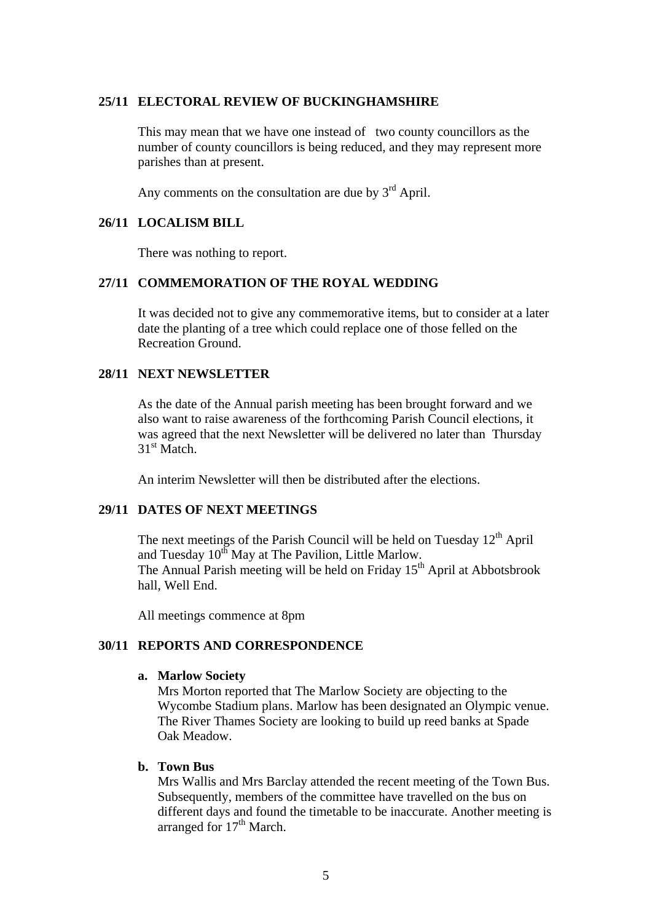## 25/11 ELECTORAL REVIEW OF BUCKINGHAMSHIRE

This may mean that we have one instead of two county councillors as the number of county councillors is being reduced, and they may represent more parishes than at present.

Any comments on the consultation are due by 3rd April.

## 26/11 LOCALISM BILL

There was nothing to report.

## 27/11 COMMEMORATION OF THE ROYAL WEDDING

It was decided not to give any commemorative items, but to consider at a later date the planting of a tree which could replace one of those felled on the Recreation Ground.

## 28/11 NEXT NEWSLETTER

As the date of the Annual parish meeting has been brought forward and we also want to raise awareness of the forthcoming Parish Council elections, it was agreed that the next Newsletter will be delivered no later than Thursday 31st Match.

An interim Newsletter will then be distributed after the elections.

## 29/11 DATES OF NEXT MEETINGS

The next meetings of the Parish Council will be held on Tuesday 12th April and Tuesday 10th May at The Pavilion, Little Marlow.
The Annual Parish meeting will be held on Friday 15th April at Abbotsbrook hall, Well End.

All meetings commence at 8pm

## 30/11 REPORTS AND CORRESPONDENCE

**a. Marlow Society**
Mrs Morton reported that The Marlow Society are objecting to the Wycombe Stadium plans. Marlow has been designated an Olympic venue. The River Thames Society are looking to build up reed banks at Spade Oak Meadow.

**b. Town Bus**
Mrs Wallis and Mrs Barclay attended the recent meeting of the Town Bus. Subsequently, members of the committee have travelled on the bus on different days and found the timetable to be inaccurate. Another meeting is arranged for 17th March.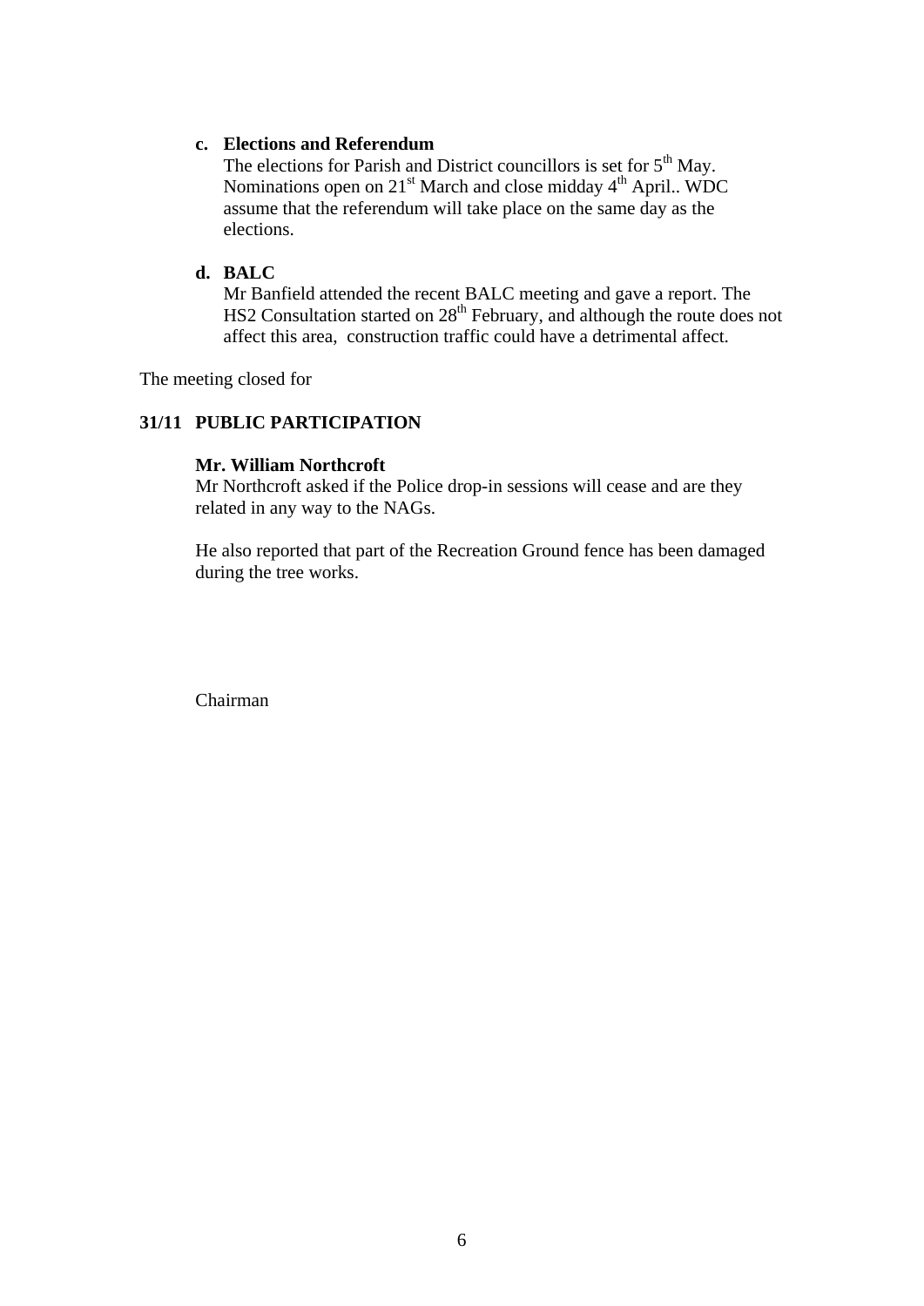**c. Elections and Referendum**

The elections for Parish and District councillors is set for 5th May. Nominations open on 21st March and close midday 4th April.. WDC assume that the referendum will take place on the same day as the elections.

**d. BALC**

Mr Banfield attended the recent BALC meeting and gave a report. The HS2 Consultation started on 28th February, and although the route does not affect this area, construction traffic could have a detrimental affect.

The meeting closed for

**31/11 PUBLIC PARTICIPATION**

**Mr. William Northcroft**

Mr Northcroft asked if the Police drop-in sessions will cease and are they related in any way to the NAGs.

He also reported that part of the Recreation Ground fence has been damaged during the tree works.

Chairman